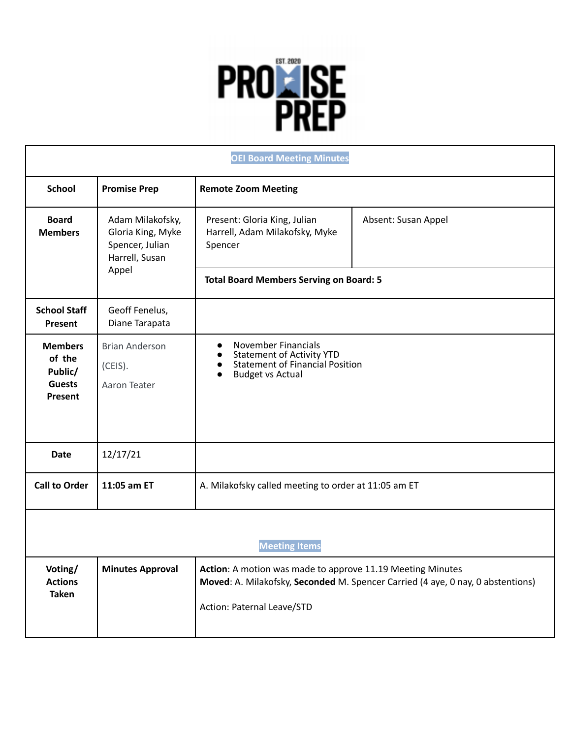PROMISE PREP

EST. 2020

| OEI Board Meeting Minutes | | | |
|---|---|---|---|
| **School** | **Promise Prep** | **Remote Zoom Meeting** | |
| **Board Members** | Adam Milakofsky, Gloria King, Myke Spencer, Julian Harrell, Susan Appel | Present: Gloria King, Julian Harrell, Adam Milakofsky, Myke Spencer | Absent: Susan Appel |
| | | **Total Board Members Serving on Board: 5** | |
| **School Staff Present** | Geoff Fenelus, Diane Tarapata | | |
| **Members of the Public/ Guests Present** | Brian Anderson (CEIS). Aaron Teater | • November Financials<br>• Statement of Activity YTD<br>• Statement of Financial Position<br>• Budget vs Actual | |
| **Date** | 12/17/21 | | |
| **Call to Order** | **11:05 am ET** | A. Milakofsky called meeting to order at 11:05 am ET | |
| **Meeting Items** | | | |
| **Voting/ Actions Taken** | **Minutes Approval** | **Action**: A motion was made to approve 11.19 Meeting Minutes<br>**Moved**: A. Milakofsky, **Seconded** M. Spencer Carried (4 aye, 0 nay, 0 abstentions)<br><br>Action: Paternal Leave/STD | |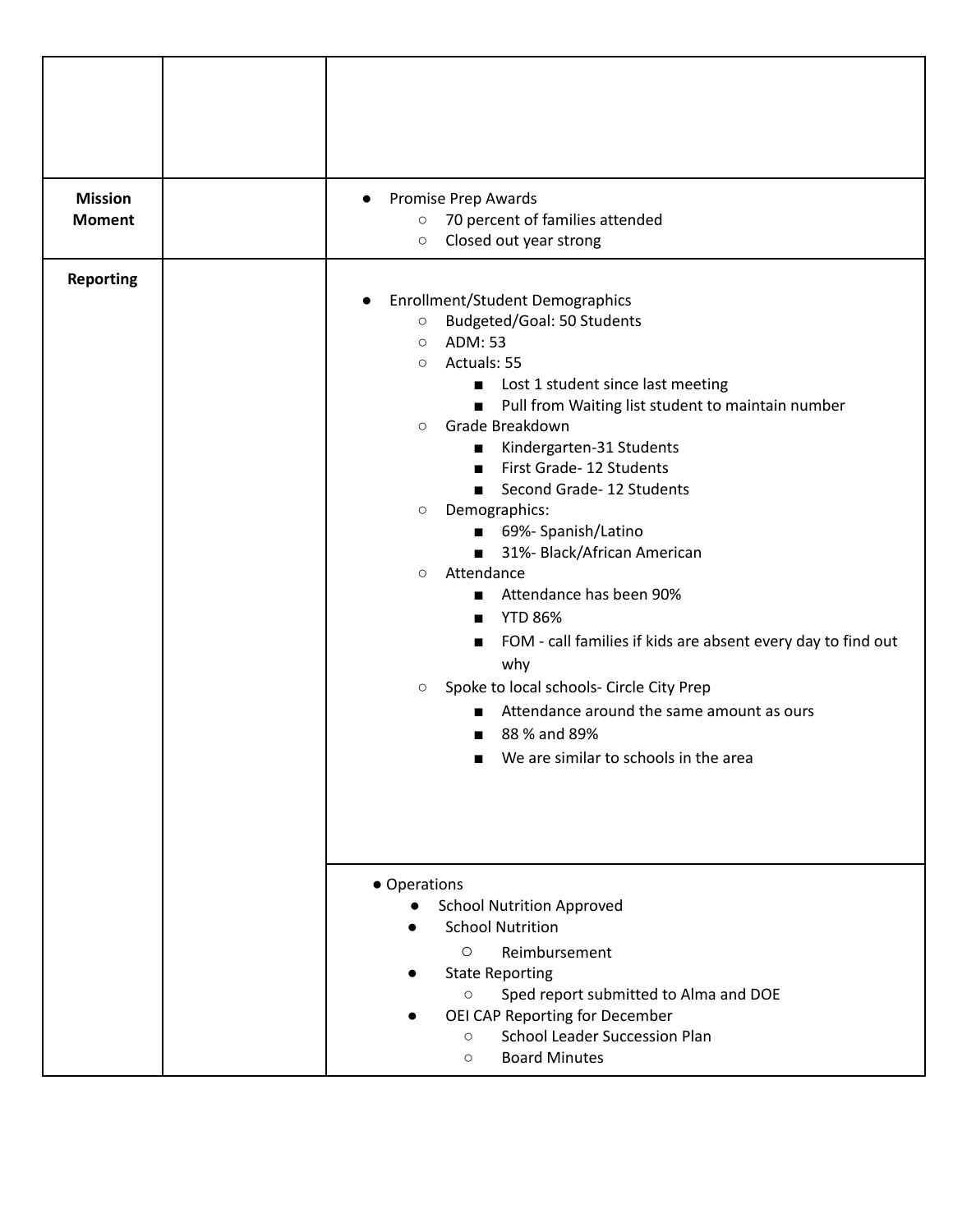| | | |
|---|---|---|
| | | |
| **Mission Moment** | | <ul><li>Promise Prep Awards<ul><li>70 percent of families attended</li><li>Closed out year strong</li></ul></li></ul> |
| **Reporting** | | <ul><li>Enrollment/Student Demographics<ul><li>Budgeted/Goal: 50 Students</li><li>ADM: 53</li><li>Actuals: 55<ul><li>Lost 1 student since last meeting</li><li>Pull from Waiting list student to maintain number</li></ul></li><li>Grade Breakdown<ul><li>Kindergarten-31 Students</li><li>First Grade- 12 Students</li><li>Second Grade- 12 Students</li></ul></li><li>Demographics:<ul><li>69%- Spanish/Latino</li><li>31%- Black/African American</li></ul></li><li>Attendance<ul><li>Attendance has been 90%</li><li>YTD 86%</li><li>FOM - call families if kids are absent every day to find out why</li></ul></li><li>Spoke to local schools- Circle City Prep<ul><li>Attendance around the same amount as ours</li><li>88 % and 89%</li><li>We are similar to schools in the area</li></ul></li></ul></li></ul> |
| | | <ul><li>Operations<ul><li>School Nutrition Approved</li><li>School Nutrition<ul><li>Reimbursement</li></ul></li><li>State Reporting<ul><li>Sped report submitted to Alma and DOE</li></ul></li><li>OEI CAP Reporting for December<ul><li>School Leader Succession Plan</li><li>Board Minutes</li></ul></li></ul></li></ul> |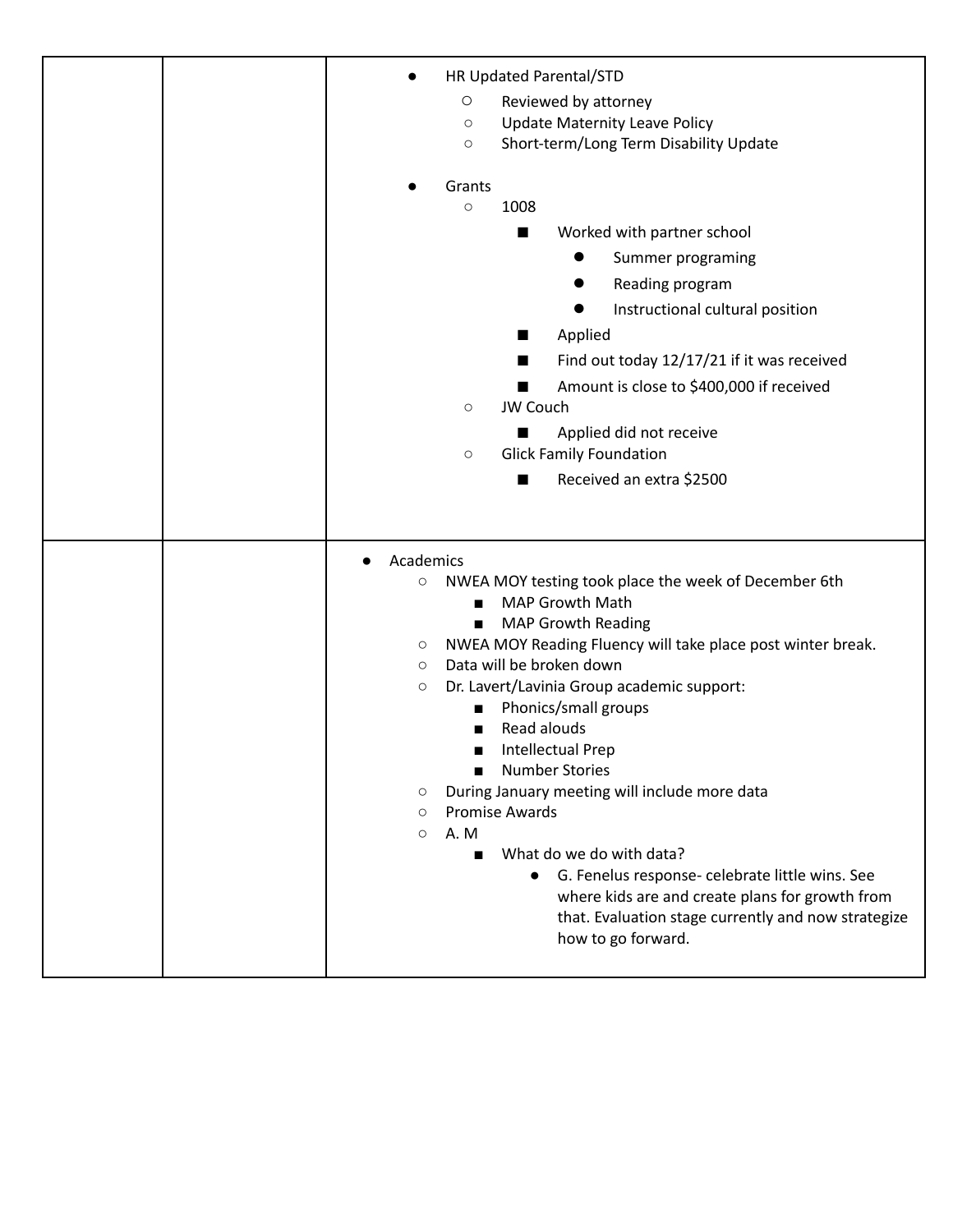| | | - HR Updated Parental/STD<br>&nbsp;&nbsp;&nbsp;&nbsp;- Reviewed by attorney<br>&nbsp;&nbsp;&nbsp;&nbsp;- Update Maternity Leave Policy<br>&nbsp;&nbsp;&nbsp;&nbsp;- Short-term/Long Term Disability Update<br><br>- Grants<br>&nbsp;&nbsp;&nbsp;&nbsp;- 1008<br>&nbsp;&nbsp;&nbsp;&nbsp;&nbsp;&nbsp;&nbsp;&nbsp;- Worked with partner school<br>&nbsp;&nbsp;&nbsp;&nbsp;&nbsp;&nbsp;&nbsp;&nbsp;&nbsp;&nbsp;&nbsp;&nbsp;- Summer programing<br>&nbsp;&nbsp;&nbsp;&nbsp;&nbsp;&nbsp;&nbsp;&nbsp;&nbsp;&nbsp;&nbsp;&nbsp;- Reading program<br>&nbsp;&nbsp;&nbsp;&nbsp;&nbsp;&nbsp;&nbsp;&nbsp;&nbsp;&nbsp;&nbsp;&nbsp;- Instructional cultural position<br>&nbsp;&nbsp;&nbsp;&nbsp;&nbsp;&nbsp;&nbsp;&nbsp;- Applied<br>&nbsp;&nbsp;&nbsp;&nbsp;&nbsp;&nbsp;&nbsp;&nbsp;- Find out today 12/17/21 if it was received<br>&nbsp;&nbsp;&nbsp;&nbsp;&nbsp;&nbsp;&nbsp;&nbsp;- Amount is close to $400,000 if received<br>&nbsp;&nbsp;&nbsp;&nbsp;- JW Couch<br>&nbsp;&nbsp;&nbsp;&nbsp;&nbsp;&nbsp;&nbsp;&nbsp;- Applied did not receive<br>&nbsp;&nbsp;&nbsp;&nbsp;- Glick Family Foundation<br>&nbsp;&nbsp;&nbsp;&nbsp;&nbsp;&nbsp;&nbsp;&nbsp;- Received an extra $2500 |
|---|---|---|
| | | - Academics<br>&nbsp;&nbsp;&nbsp;&nbsp;- NWEA MOY testing took place the week of December 6th<br>&nbsp;&nbsp;&nbsp;&nbsp;&nbsp;&nbsp;&nbsp;&nbsp;- MAP Growth Math<br>&nbsp;&nbsp;&nbsp;&nbsp;&nbsp;&nbsp;&nbsp;&nbsp;- MAP Growth Reading<br>&nbsp;&nbsp;&nbsp;&nbsp;- NWEA MOY Reading Fluency will take place post winter break.<br>&nbsp;&nbsp;&nbsp;&nbsp;- Data will be broken down<br>&nbsp;&nbsp;&nbsp;&nbsp;- Dr. Lavert/Lavinia Group academic support:<br>&nbsp;&nbsp;&nbsp;&nbsp;&nbsp;&nbsp;&nbsp;&nbsp;- Phonics/small groups<br>&nbsp;&nbsp;&nbsp;&nbsp;&nbsp;&nbsp;&nbsp;&nbsp;- Read alouds<br>&nbsp;&nbsp;&nbsp;&nbsp;&nbsp;&nbsp;&nbsp;&nbsp;- Intellectual Prep<br>&nbsp;&nbsp;&nbsp;&nbsp;&nbsp;&nbsp;&nbsp;&nbsp;- Number Stories<br>&nbsp;&nbsp;&nbsp;&nbsp;- During January meeting will include more data<br>&nbsp;&nbsp;&nbsp;&nbsp;- Promise Awards<br>&nbsp;&nbsp;&nbsp;&nbsp;- A. M<br>&nbsp;&nbsp;&nbsp;&nbsp;&nbsp;&nbsp;&nbsp;&nbsp;- What do we do with data?<br>&nbsp;&nbsp;&nbsp;&nbsp;&nbsp;&nbsp;&nbsp;&nbsp;&nbsp;&nbsp;&nbsp;&nbsp;- G. Fenelus response- celebrate little wins. See where kids are and create plans for growth from that. Evaluation stage currently and now strategize how to go forward. |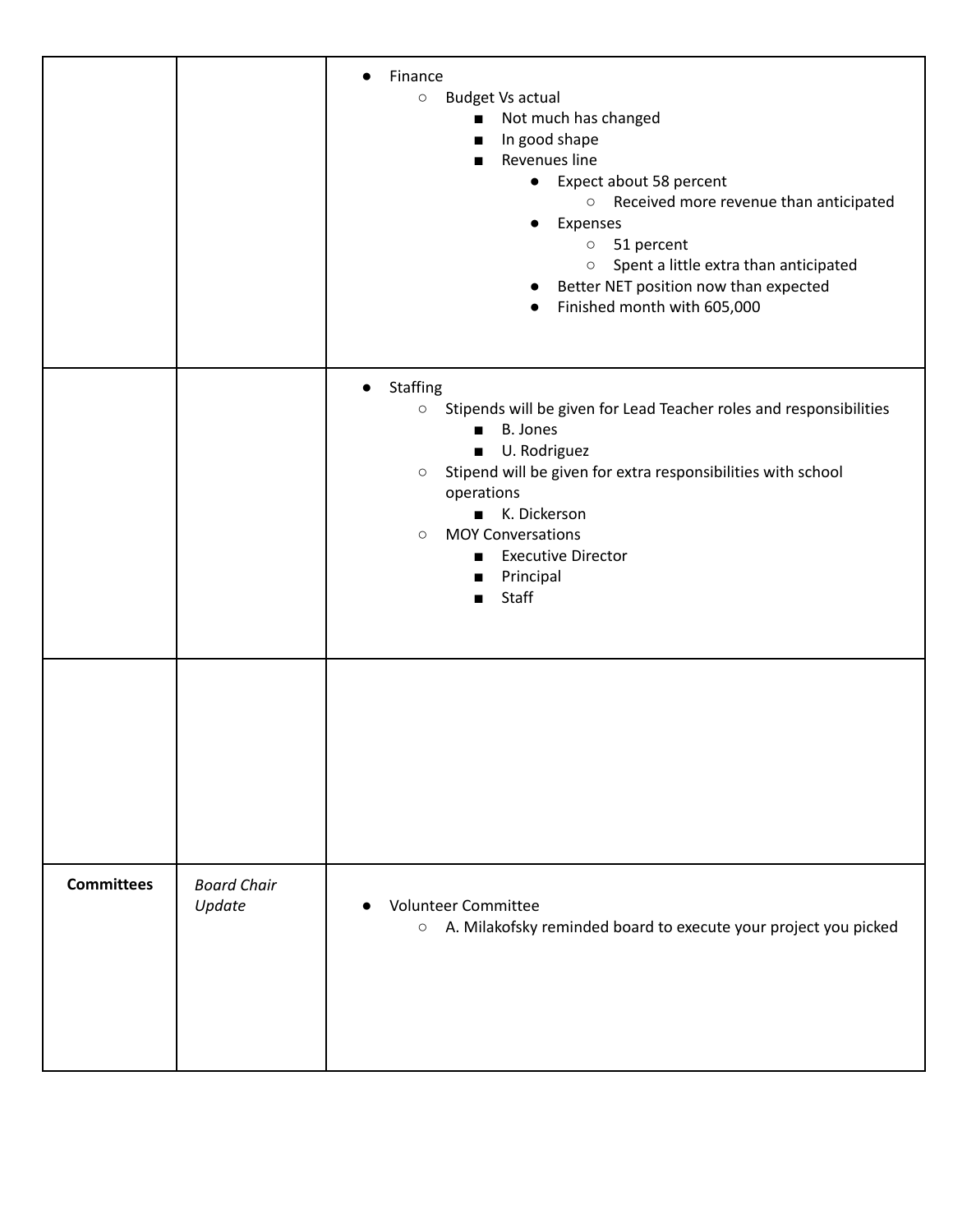| | | |
|---|---|---|
| | | <ul><li>Finance<ul><li>Budget Vs actual<ul><li>Not much has changed</li><li>In good shape</li><li>Revenues line<ul><li>Expect about 58 percent<ul><li>Received more revenue than anticipated</li></ul></li><li>Expenses<ul><li>51 percent</li><li>Spent a little extra than anticipated</li></ul></li><li>Better NET position now than expected</li><li>Finished month with 605,000</li></ul></li></ul></li></ul></li></ul> |
| | | <ul><li>Staffing<ul><li>Stipends will be given for Lead Teacher roles and responsibilities<ul><li>B. Jones</li><li>U. Rodriguez</li></ul></li><li>Stipend will be given for extra responsibilities with school operations<ul><li>K. Dickerson</li></ul></li><li>MOY Conversations<ul><li>Executive Director</li><li>Principal</li><li>Staff</li></ul></li></ul></li></ul> |
| | | |
| **Committees** | *Board Chair Update* | <ul><li>Volunteer Committee<ul><li>A. Milakofsky reminded board to execute your project you picked</li></ul></li></ul> |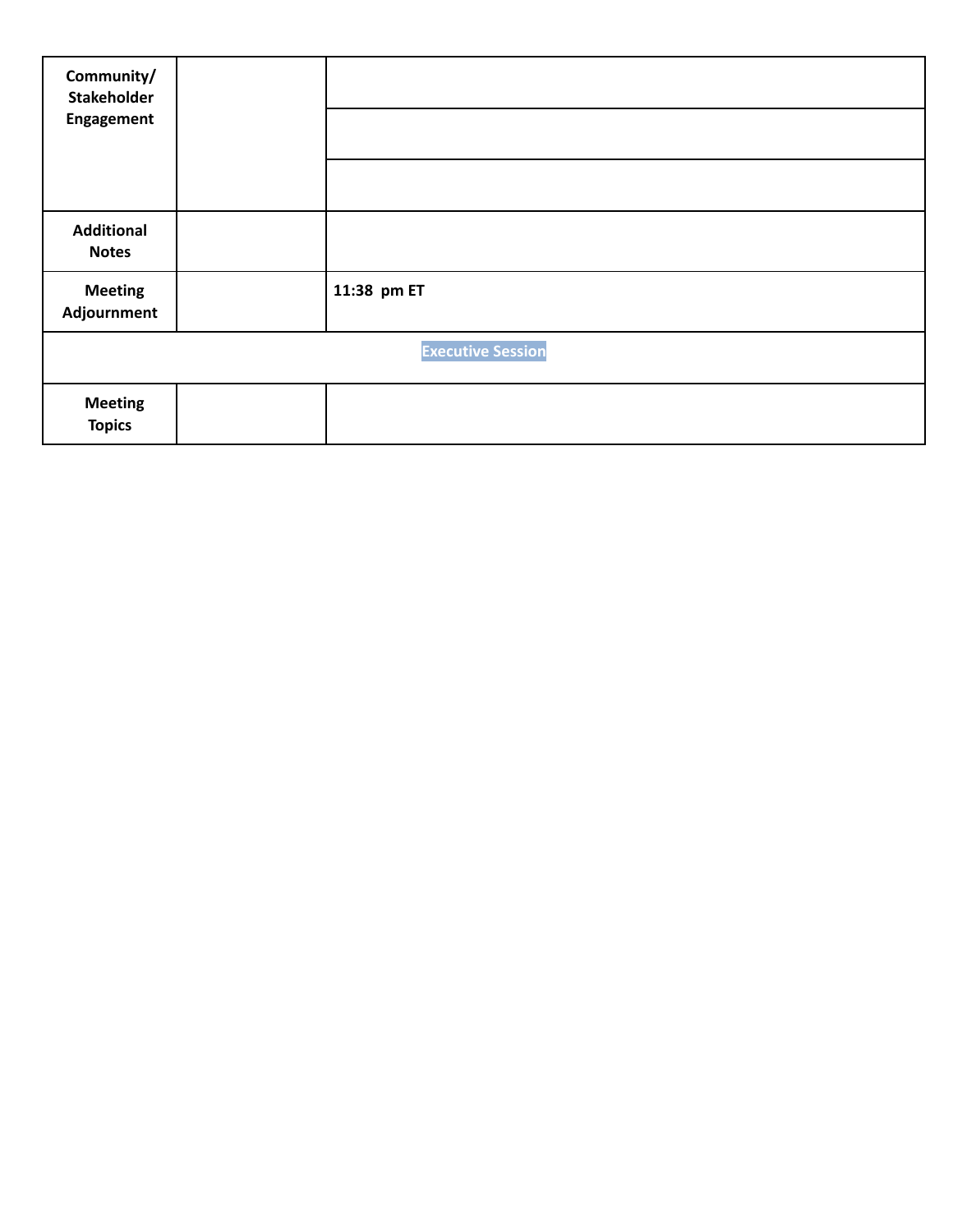| | | |
|---|---|---|
| **Community/ Stakeholder Engagement** | | |
| | | |
| | | |
| **Additional Notes** | | |
| **Meeting Adjournment** | | **11:38 pm ET** |
| **Executive Session** | | |
| **Meeting Topics** | | |